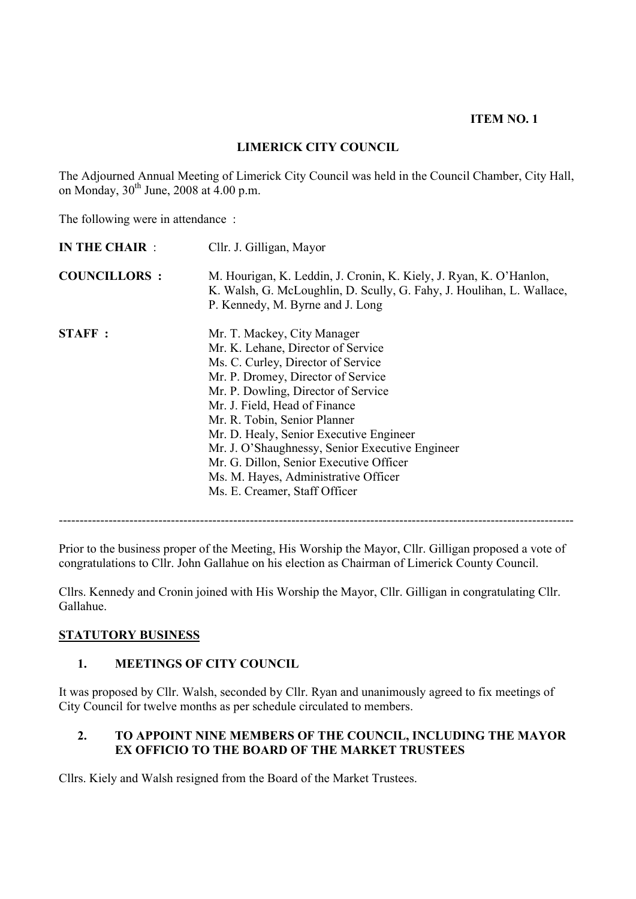**ITEM NO. 1**

# LIMERICK CITY COUNCIL

The Adjourned Annual Meeting of Limerick City Council was held in the Council Chamber, City Hall, on Monday, 30th June, 2008 at 4.00 p.m.

The following were in attendance :

| | |
|---|---|
| **IN THE CHAIR** : | Cllr. J. Gilligan, Mayor |
| **COUNCILLORS :** | M. Hourigan, K. Leddin, J. Cronin, K. Kiely, J. Ryan, K. O'Hanlon, K. Walsh, G. McLoughlin, D. Scully, G. Fahy, J. Houlihan, L. Wallace, P. Kennedy, M. Byrne and J. Long |
| **STAFF :** | Mr. T. Mackey, City Manager<br>Mr. K. Lehane, Director of Service<br>Ms. C. Curley, Director of Service<br>Mr. P. Dromey, Director of Service<br>Mr. P. Dowling, Director of Service<br>Mr. J. Field, Head of Finance<br>Mr. R. Tobin, Senior Planner<br>Mr. D. Healy, Senior Executive Engineer<br>Mr. J. O'Shaughnessy, Senior Executive Engineer<br>Mr. G. Dillon, Senior Executive Officer<br>Ms. M. Hayes, Administrative Officer<br>Ms. E. Creamer, Staff Officer |

---

Prior to the business proper of the Meeting, His Worship the Mayor, Cllr. Gilligan proposed a vote of congratulations to Cllr. John Gallahue on his election as Chairman of Limerick County Council.

Cllrs. Kennedy and Cronin joined with His Worship the Mayor, Cllr. Gilligan in congratulating Cllr. Gallahue.

## STATUTORY BUSINESS

### 1. MEETINGS OF CITY COUNCIL

It was proposed by Cllr. Walsh, seconded by Cllr. Ryan and unanimously agreed to fix meetings of City Council for twelve months as per schedule circulated to members.

### 2. TO APPOINT NINE MEMBERS OF THE COUNCIL, INCLUDING THE MAYOR EX OFFICIO TO THE BOARD OF THE MARKET TRUSTEES

Cllrs. Kiely and Walsh resigned from the Board of the Market Trustees.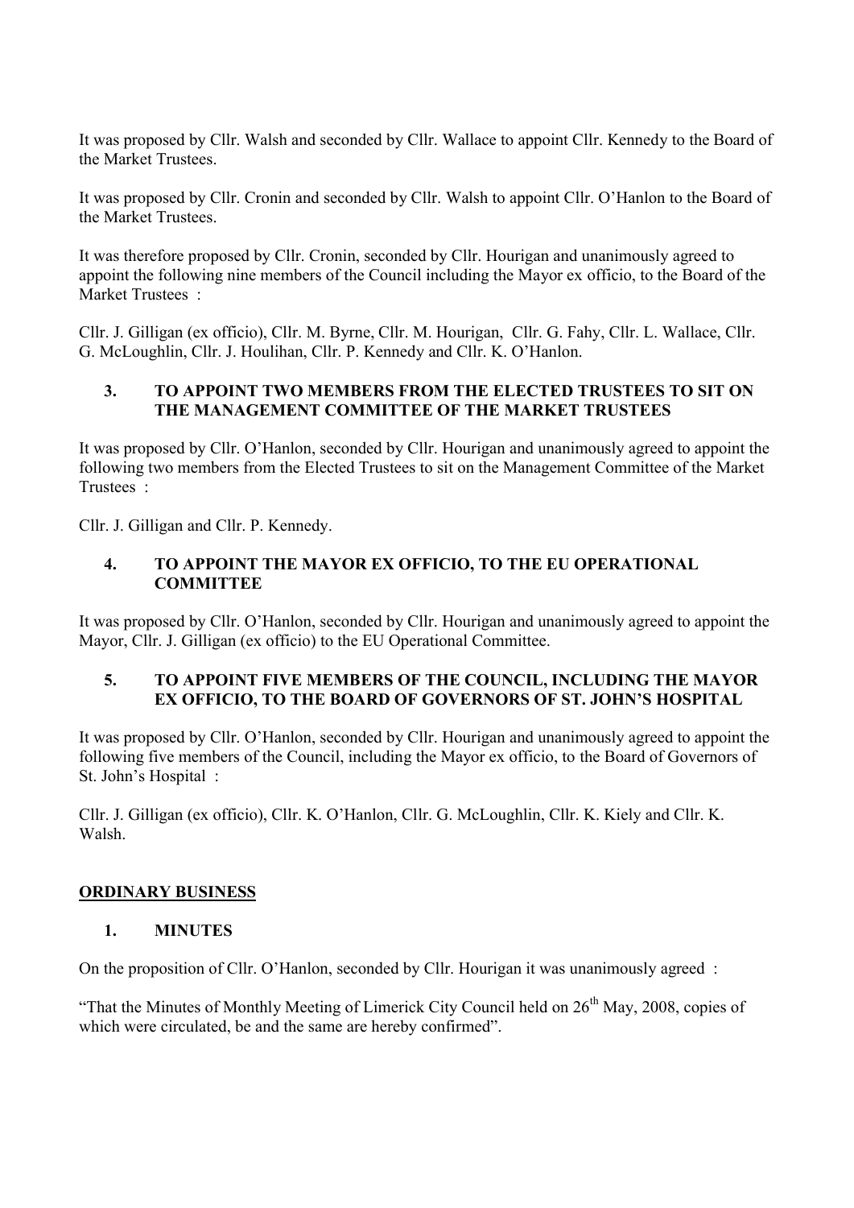It was proposed by Cllr. Walsh and seconded by Cllr. Wallace to appoint Cllr. Kennedy to the Board of the Market Trustees.

It was proposed by Cllr. Cronin and seconded by Cllr. Walsh to appoint Cllr. O'Hanlon to the Board of the Market Trustees.

It was therefore proposed by Cllr. Cronin, seconded by Cllr. Hourigan and unanimously agreed to appoint the following nine members of the Council including the Mayor ex officio, to the Board of the Market Trustees :

Cllr. J. Gilligan (ex officio), Cllr. M. Byrne, Cllr. M. Hourigan, Cllr. G. Fahy, Cllr. L. Wallace, Cllr. G. McLoughlin, Cllr. J. Houlihan, Cllr. P. Kennedy and Cllr. K. O'Hanlon.

### 3. TO APPOINT TWO MEMBERS FROM THE ELECTED TRUSTEES TO SIT ON THE MANAGEMENT COMMITTEE OF THE MARKET TRUSTEES

It was proposed by Cllr. O'Hanlon, seconded by Cllr. Hourigan and unanimously agreed to appoint the following two members from the Elected Trustees to sit on the Management Committee of the Market Trustees :

Cllr. J. Gilligan and Cllr. P. Kennedy.

### 4. TO APPOINT THE MAYOR EX OFFICIO, TO THE EU OPERATIONAL COMMITTEE

It was proposed by Cllr. O'Hanlon, seconded by Cllr. Hourigan and unanimously agreed to appoint the Mayor, Cllr. J. Gilligan (ex officio) to the EU Operational Committee.

### 5. TO APPOINT FIVE MEMBERS OF THE COUNCIL, INCLUDING THE MAYOR EX OFFICIO, TO THE BOARD OF GOVERNORS OF ST. JOHN'S HOSPITAL

It was proposed by Cllr. O'Hanlon, seconded by Cllr. Hourigan and unanimously agreed to appoint the following five members of the Council, including the Mayor ex officio, to the Board of Governors of St. John's Hospital :

Cllr. J. Gilligan (ex officio), Cllr. K. O'Hanlon, Cllr. G. McLoughlin, Cllr. K. Kiely and Cllr. K. Walsh.

## ORDINARY BUSINESS

### 1. MINUTES

On the proposition of Cllr. O'Hanlon, seconded by Cllr. Hourigan it was unanimously agreed :

"That the Minutes of Monthly Meeting of Limerick City Council held on 26th May, 2008, copies of which were circulated, be and the same are hereby confirmed".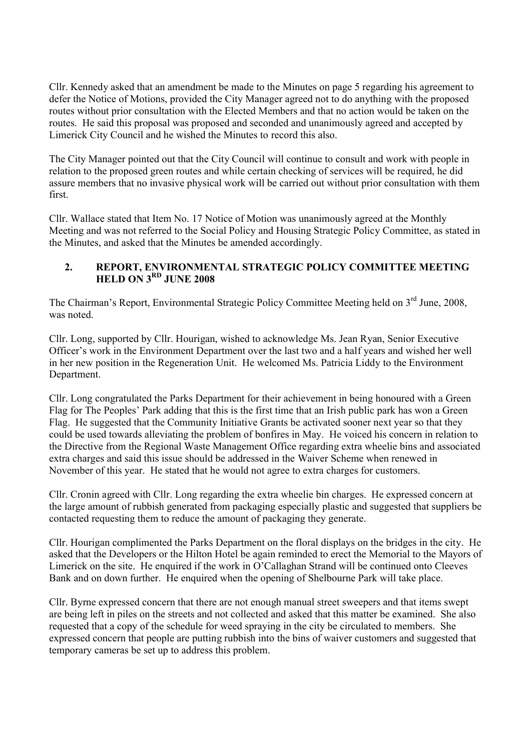Cllr. Kennedy asked that an amendment be made to the Minutes on page 5 regarding his agreement to defer the Notice of Motions, provided the City Manager agreed not to do anything with the proposed routes without prior consultation with the Elected Members and that no action would be taken on the routes. He said this proposal was proposed and seconded and unanimously agreed and accepted by Limerick City Council and he wished the Minutes to record this also.

The City Manager pointed out that the City Council will continue to consult and work with people in relation to the proposed green routes and while certain checking of services will be required, he did assure members that no invasive physical work will be carried out without prior consultation with them first.

Cllr. Wallace stated that Item No. 17 Notice of Motion was unanimously agreed at the Monthly Meeting and was not referred to the Social Policy and Housing Strategic Policy Committee, as stated in the Minutes, and asked that the Minutes be amended accordingly.

## 2. REPORT, ENVIRONMENTAL STRATEGIC POLICY COMMITTEE MEETING HELD ON 3RD JUNE 2008

The Chairman's Report, Environmental Strategic Policy Committee Meeting held on 3rd June, 2008, was noted.

Cllr. Long, supported by Cllr. Hourigan, wished to acknowledge Ms. Jean Ryan, Senior Executive Officer's work in the Environment Department over the last two and a half years and wished her well in her new position in the Regeneration Unit. He welcomed Ms. Patricia Liddy to the Environment Department.

Cllr. Long congratulated the Parks Department for their achievement in being honoured with a Green Flag for The Peoples' Park adding that this is the first time that an Irish public park has won a Green Flag. He suggested that the Community Initiative Grants be activated sooner next year so that they could be used towards alleviating the problem of bonfires in May. He voiced his concern in relation to the Directive from the Regional Waste Management Office regarding extra wheelie bins and associated extra charges and said this issue should be addressed in the Waiver Scheme when renewed in November of this year. He stated that he would not agree to extra charges for customers.

Cllr. Cronin agreed with Cllr. Long regarding the extra wheelie bin charges. He expressed concern at the large amount of rubbish generated from packaging especially plastic and suggested that suppliers be contacted requesting them to reduce the amount of packaging they generate.

Cllr. Hourigan complimented the Parks Department on the floral displays on the bridges in the city. He asked that the Developers or the Hilton Hotel be again reminded to erect the Memorial to the Mayors of Limerick on the site. He enquired if the work in O'Callaghan Strand will be continued onto Cleeves Bank and on down further. He enquired when the opening of Shelbourne Park will take place.

Cllr. Byrne expressed concern that there are not enough manual street sweepers and that items swept are being left in piles on the streets and not collected and asked that this matter be examined. She also requested that a copy of the schedule for weed spraying in the city be circulated to members. She expressed concern that people are putting rubbish into the bins of waiver customers and suggested that temporary cameras be set up to address this problem.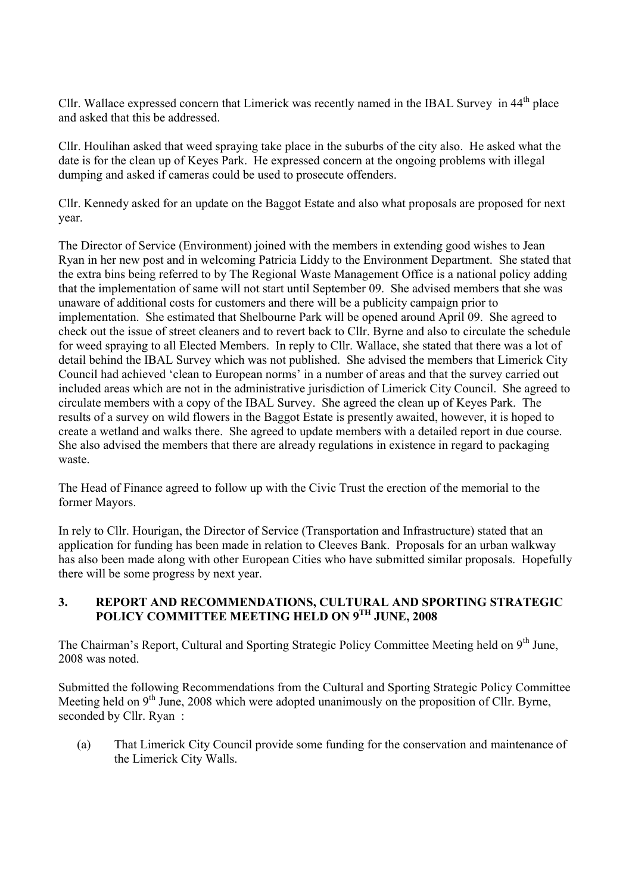Cllr. Wallace expressed concern that Limerick was recently named in the IBAL Survey in 44th place and asked that this be addressed.

Cllr. Houlihan asked that weed spraying take place in the suburbs of the city also. He asked what the date is for the clean up of Keyes Park. He expressed concern at the ongoing problems with illegal dumping and asked if cameras could be used to prosecute offenders.

Cllr. Kennedy asked for an update on the Baggot Estate and also what proposals are proposed for next year.

The Director of Service (Environment) joined with the members in extending good wishes to Jean Ryan in her new post and in welcoming Patricia Liddy to the Environment Department. She stated that the extra bins being referred to by The Regional Waste Management Office is a national policy adding that the implementation of same will not start until September 09. She advised members that she was unaware of additional costs for customers and there will be a publicity campaign prior to implementation. She estimated that Shelbourne Park will be opened around April 09. She agreed to check out the issue of street cleaners and to revert back to Cllr. Byrne and also to circulate the schedule for weed spraying to all Elected Members. In reply to Cllr. Wallace, she stated that there was a lot of detail behind the IBAL Survey which was not published. She advised the members that Limerick City Council had achieved 'clean to European norms' in a number of areas and that the survey carried out included areas which are not in the administrative jurisdiction of Limerick City Council. She agreed to circulate members with a copy of the IBAL Survey. She agreed the clean up of Keyes Park. The results of a survey on wild flowers in the Baggot Estate is presently awaited, however, it is hoped to create a wetland and walks there. She agreed to update members with a detailed report in due course. She also advised the members that there are already regulations in existence in regard to packaging waste.

The Head of Finance agreed to follow up with the Civic Trust the erection of the memorial to the former Mayors.

In rely to Cllr. Hourigan, the Director of Service (Transportation and Infrastructure) stated that an application for funding has been made in relation to Cleeves Bank. Proposals for an urban walkway has also been made along with other European Cities who have submitted similar proposals. Hopefully there will be some progress by next year.

## 3. REPORT AND RECOMMENDATIONS, CULTURAL AND SPORTING STRATEGIC POLICY COMMITTEE MEETING HELD ON 9TH JUNE, 2008

The Chairman's Report, Cultural and Sporting Strategic Policy Committee Meeting held on 9th June, 2008 was noted.

Submitted the following Recommendations from the Cultural and Sporting Strategic Policy Committee Meeting held on 9th June, 2008 which were adopted unanimously on the proposition of Cllr. Byrne, seconded by Cllr. Ryan :

(a) That Limerick City Council provide some funding for the conservation and maintenance of the Limerick City Walls.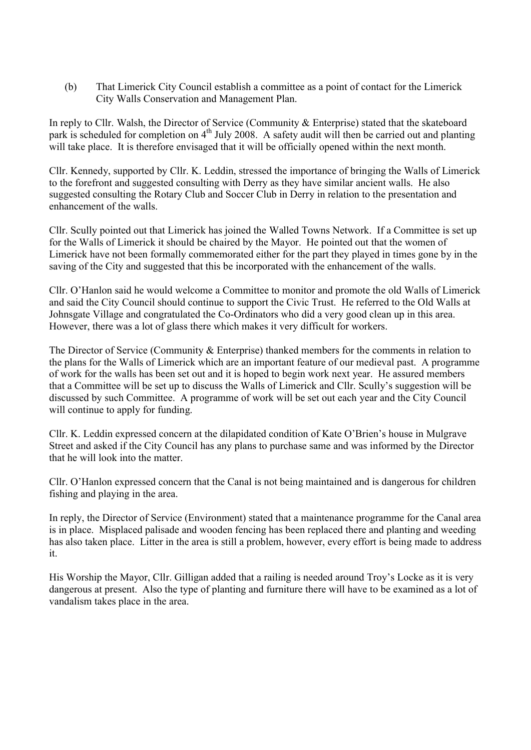(b) That Limerick City Council establish a committee as a point of contact for the Limerick City Walls Conservation and Management Plan.

In reply to Cllr. Walsh, the Director of Service (Community & Enterprise) stated that the skateboard park is scheduled for completion on 4th July 2008. A safety audit will then be carried out and planting will take place. It is therefore envisaged that it will be officially opened within the next month.

Cllr. Kennedy, supported by Cllr. K. Leddin, stressed the importance of bringing the Walls of Limerick to the forefront and suggested consulting with Derry as they have similar ancient walls. He also suggested consulting the Rotary Club and Soccer Club in Derry in relation to the presentation and enhancement of the walls.

Cllr. Scully pointed out that Limerick has joined the Walled Towns Network. If a Committee is set up for the Walls of Limerick it should be chaired by the Mayor. He pointed out that the women of Limerick have not been formally commemorated either for the part they played in times gone by in the saving of the City and suggested that this be incorporated with the enhancement of the walls.

Cllr. O'Hanlon said he would welcome a Committee to monitor and promote the old Walls of Limerick and said the City Council should continue to support the Civic Trust. He referred to the Old Walls at Johnsgate Village and congratulated the Co-Ordinators who did a very good clean up in this area. However, there was a lot of glass there which makes it very difficult for workers.

The Director of Service (Community & Enterprise) thanked members for the comments in relation to the plans for the Walls of Limerick which are an important feature of our medieval past. A programme of work for the walls has been set out and it is hoped to begin work next year. He assured members that a Committee will be set up to discuss the Walls of Limerick and Cllr. Scully's suggestion will be discussed by such Committee. A programme of work will be set out each year and the City Council will continue to apply for funding.

Cllr. K. Leddin expressed concern at the dilapidated condition of Kate O'Brien's house in Mulgrave Street and asked if the City Council has any plans to purchase same and was informed by the Director that he will look into the matter.

Cllr. O'Hanlon expressed concern that the Canal is not being maintained and is dangerous for children fishing and playing in the area.

In reply, the Director of Service (Environment) stated that a maintenance programme for the Canal area is in place. Misplaced palisade and wooden fencing has been replaced there and planting and weeding has also taken place. Litter in the area is still a problem, however, every effort is being made to address it.

His Worship the Mayor, Cllr. Gilligan added that a railing is needed around Troy's Locke as it is very dangerous at present. Also the type of planting and furniture there will have to be examined as a lot of vandalism takes place in the area.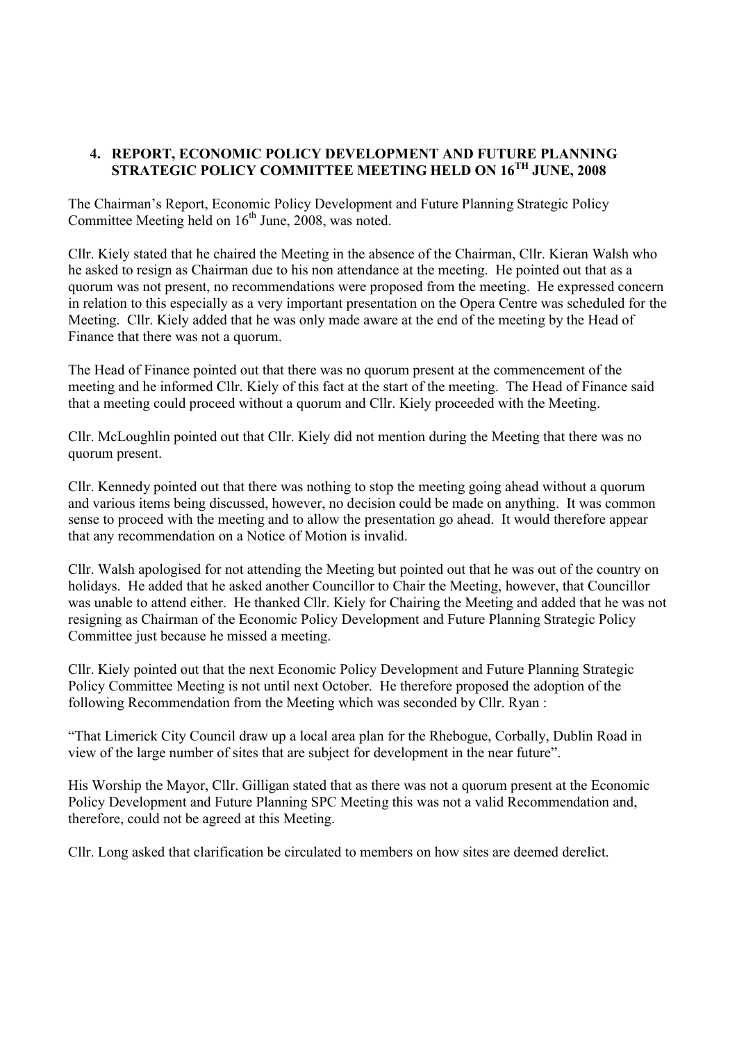## 4. REPORT, ECONOMIC POLICY DEVELOPMENT AND FUTURE PLANNING STRATEGIC POLICY COMMITTEE MEETING HELD ON 16TH JUNE, 2008

The Chairman's Report, Economic Policy Development and Future Planning Strategic Policy Committee Meeting held on 16th June, 2008, was noted.

Cllr. Kiely stated that he chaired the Meeting in the absence of the Chairman, Cllr. Kieran Walsh who he asked to resign as Chairman due to his non attendance at the meeting. He pointed out that as a quorum was not present, no recommendations were proposed from the meeting. He expressed concern in relation to this especially as a very important presentation on the Opera Centre was scheduled for the Meeting. Cllr. Kiely added that he was only made aware at the end of the meeting by the Head of Finance that there was not a quorum.

The Head of Finance pointed out that there was no quorum present at the commencement of the meeting and he informed Cllr. Kiely of this fact at the start of the meeting. The Head of Finance said that a meeting could proceed without a quorum and Cllr. Kiely proceeded with the Meeting.

Cllr. McLoughlin pointed out that Cllr. Kiely did not mention during the Meeting that there was no quorum present.

Cllr. Kennedy pointed out that there was nothing to stop the meeting going ahead without a quorum and various items being discussed, however, no decision could be made on anything. It was common sense to proceed with the meeting and to allow the presentation go ahead. It would therefore appear that any recommendation on a Notice of Motion is invalid.

Cllr. Walsh apologised for not attending the Meeting but pointed out that he was out of the country on holidays. He added that he asked another Councillor to Chair the Meeting, however, that Councillor was unable to attend either. He thanked Cllr. Kiely for Chairing the Meeting and added that he was not resigning as Chairman of the Economic Policy Development and Future Planning Strategic Policy Committee just because he missed a meeting.

Cllr. Kiely pointed out that the next Economic Policy Development and Future Planning Strategic Policy Committee Meeting is not until next October. He therefore proposed the adoption of the following Recommendation from the Meeting which was seconded by Cllr. Ryan :

"That Limerick City Council draw up a local area plan for the Rhebogue, Corbally, Dublin Road in view of the large number of sites that are subject for development in the near future".

His Worship the Mayor, Cllr. Gilligan stated that as there was not a quorum present at the Economic Policy Development and Future Planning SPC Meeting this was not a valid Recommendation and, therefore, could not be agreed at this Meeting.

Cllr. Long asked that clarification be circulated to members on how sites are deemed derelict.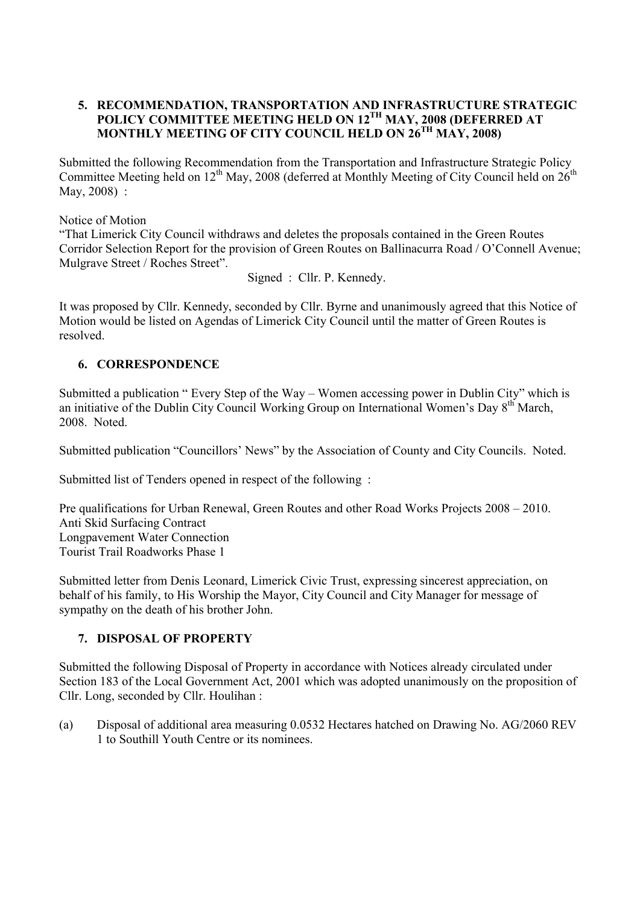## 5. RECOMMENDATION, TRANSPORTATION AND INFRASTRUCTURE STRATEGIC POLICY COMMITTEE MEETING HELD ON 12TH MAY, 2008 (DEFERRED AT MONTHLY MEETING OF CITY COUNCIL HELD ON 26TH MAY, 2008)

Submitted the following Recommendation from the Transportation and Infrastructure Strategic Policy Committee Meeting held on 12th May, 2008 (deferred at Monthly Meeting of City Council held on 26th May, 2008) :

Notice of Motion
"That Limerick City Council withdraws and deletes the proposals contained in the Green Routes Corridor Selection Report for the provision of Green Routes on Ballinacurra Road / O'Connell Avenue; Mulgrave Street / Roches Street".

Signed : Cllr. P. Kennedy.

It was proposed by Cllr. Kennedy, seconded by Cllr. Byrne and unanimously agreed that this Notice of Motion would be listed on Agendas of Limerick City Council until the matter of Green Routes is resolved.

## 6. CORRESPONDENCE

Submitted a publication " Every Step of the Way – Women accessing power in Dublin City" which is an initiative of the Dublin City Council Working Group on International Women's Day 8th March, 2008. Noted.

Submitted publication "Councillors' News" by the Association of County and City Councils. Noted.

Submitted list of Tenders opened in respect of the following :

Pre qualifications for Urban Renewal, Green Routes and other Road Works Projects 2008 – 2010.
Anti Skid Surfacing Contract
Longpavement Water Connection
Tourist Trail Roadworks Phase 1

Submitted letter from Denis Leonard, Limerick Civic Trust, expressing sincerest appreciation, on behalf of his family, to His Worship the Mayor, City Council and City Manager for message of sympathy on the death of his brother John.

## 7. DISPOSAL OF PROPERTY

Submitted the following Disposal of Property in accordance with Notices already circulated under Section 183 of the Local Government Act, 2001 which was adopted unanimously on the proposition of Cllr. Long, seconded by Cllr. Houlihan :

(a) Disposal of additional area measuring 0.0532 Hectares hatched on Drawing No. AG/2060 REV 1 to Southill Youth Centre or its nominees.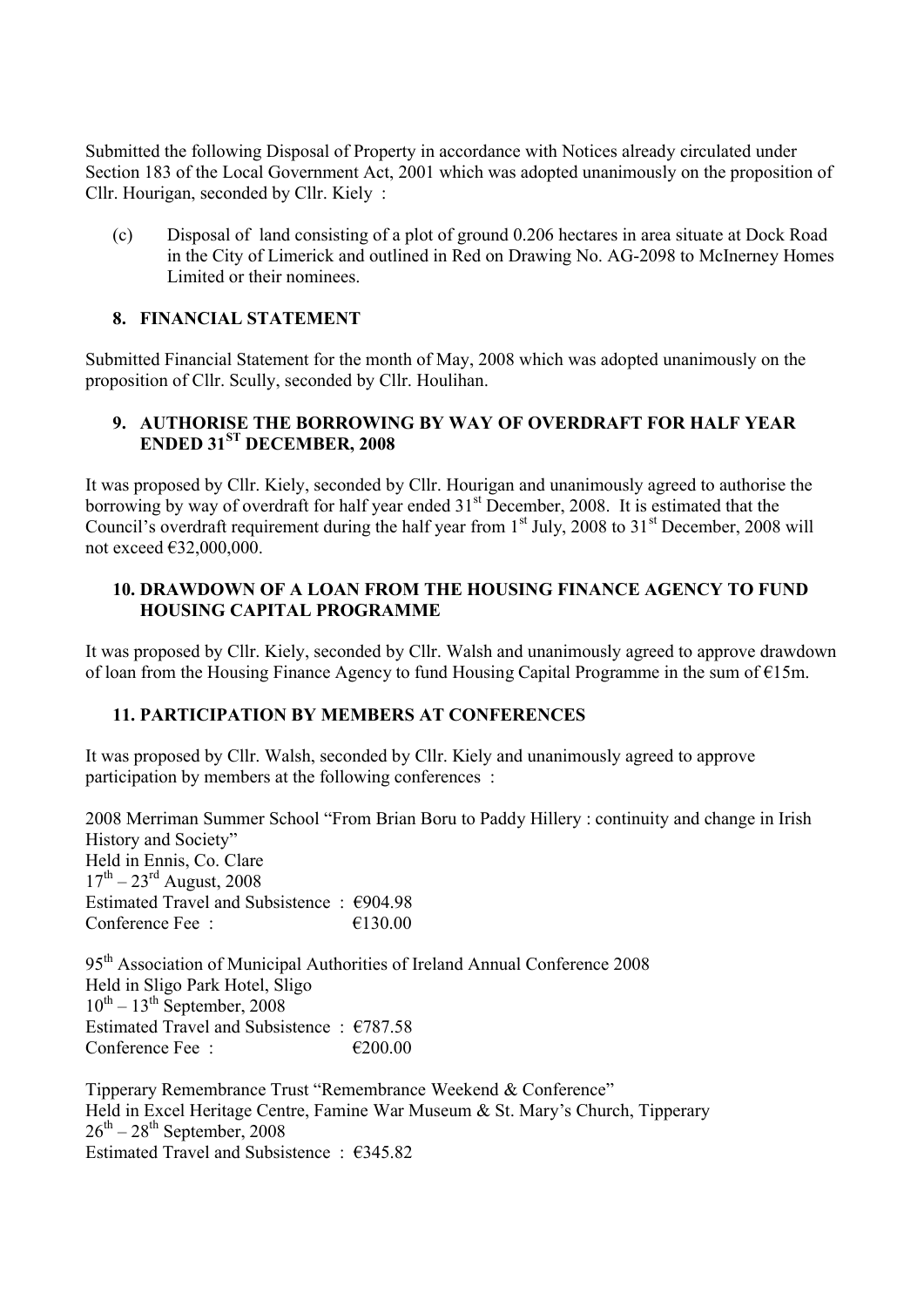Submitted the following Disposal of Property in accordance with Notices already circulated under Section 183 of the Local Government Act, 2001 which was adopted unanimously on the proposition of Cllr. Hourigan, seconded by Cllr. Kiely :

(c) Disposal of land consisting of a plot of ground 0.206 hectares in area situate at Dock Road in the City of Limerick and outlined in Red on Drawing No. AG-2098 to McInerney Homes Limited or their nominees.

## 8. FINANCIAL STATEMENT

Submitted Financial Statement for the month of May, 2008 which was adopted unanimously on the proposition of Cllr. Scully, seconded by Cllr. Houlihan.

## 9. AUTHORISE THE BORROWING BY WAY OF OVERDRAFT FOR HALF YEAR ENDED 31ST DECEMBER, 2008

It was proposed by Cllr. Kiely, seconded by Cllr. Hourigan and unanimously agreed to authorise the borrowing by way of overdraft for half year ended 31st December, 2008. It is estimated that the Council's overdraft requirement during the half year from 1st July, 2008 to 31st December, 2008 will not exceed €32,000,000.

## 10. DRAWDOWN OF A LOAN FROM THE HOUSING FINANCE AGENCY TO FUND HOUSING CAPITAL PROGRAMME

It was proposed by Cllr. Kiely, seconded by Cllr. Walsh and unanimously agreed to approve drawdown of loan from the Housing Finance Agency to fund Housing Capital Programme in the sum of €15m.

## 11. PARTICIPATION BY MEMBERS AT CONFERENCES

It was proposed by Cllr. Walsh, seconded by Cllr. Kiely and unanimously agreed to approve participation by members at the following conferences :

2008 Merriman Summer School "From Brian Boru to Paddy Hillery : continuity and change in Irish History and Society"
Held in Ennis, Co. Clare
17th – 23rd August, 2008
Estimated Travel and Subsistence : €904.98
Conference Fee : €130.00

95th Association of Municipal Authorities of Ireland Annual Conference 2008
Held in Sligo Park Hotel, Sligo
10th – 13th September, 2008
Estimated Travel and Subsistence : €787.58
Conference Fee : €200.00

Tipperary Remembrance Trust "Remembrance Weekend & Conference"
Held in Excel Heritage Centre, Famine War Museum & St. Mary's Church, Tipperary
26th – 28th September, 2008
Estimated Travel and Subsistence : €345.82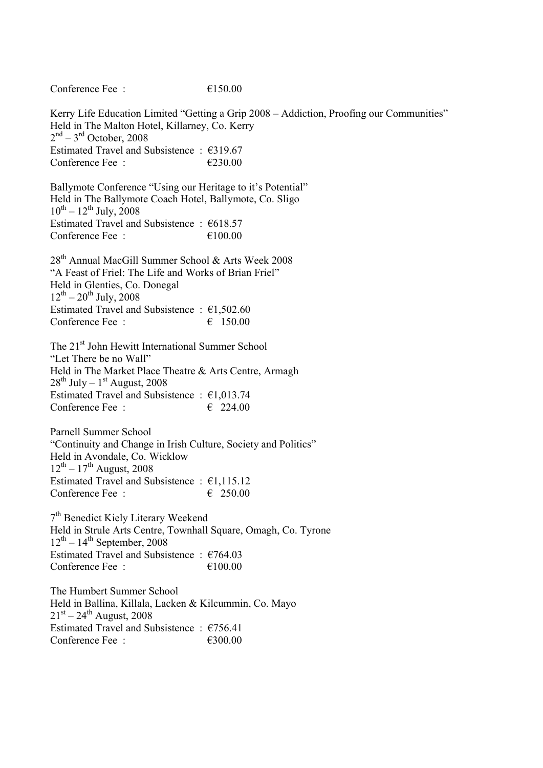Conference Fee : €150.00

Kerry Life Education Limited "Getting a Grip 2008 – Addiction, Proofing our Communities"
Held in The Malton Hotel, Killarney, Co. Kerry
2nd – 3rd October, 2008
Estimated Travel and Subsistence : €319.67
Conference Fee : €230.00

Ballymote Conference "Using our Heritage to it's Potential"
Held in The Ballymote Coach Hotel, Ballymote, Co. Sligo
10th – 12th July, 2008
Estimated Travel and Subsistence : €618.57
Conference Fee : €100.00

28th Annual MacGill Summer School & Arts Week 2008
"A Feast of Friel: The Life and Works of Brian Friel"
Held in Glenties, Co. Donegal
12th – 20th July, 2008
Estimated Travel and Subsistence : €1,502.60
Conference Fee : € 150.00

The 21st John Hewitt International Summer School
"Let There be no Wall"
Held in The Market Place Theatre & Arts Centre, Armagh
28th July – 1st August, 2008
Estimated Travel and Subsistence : €1,013.74
Conference Fee : € 224.00

Parnell Summer School
"Continuity and Change in Irish Culture, Society and Politics"
Held in Avondale, Co. Wicklow
12th – 17th August, 2008
Estimated Travel and Subsistence : €1,115.12
Conference Fee : € 250.00

7th Benedict Kiely Literary Weekend
Held in Strule Arts Centre, Townhall Square, Omagh, Co. Tyrone
12th – 14th September, 2008
Estimated Travel and Subsistence : €764.03
Conference Fee : €100.00

The Humbert Summer School
Held in Ballina, Killala, Lacken & Kilcummin, Co. Mayo
21st – 24th August, 2008
Estimated Travel and Subsistence : €756.41
Conference Fee : €300.00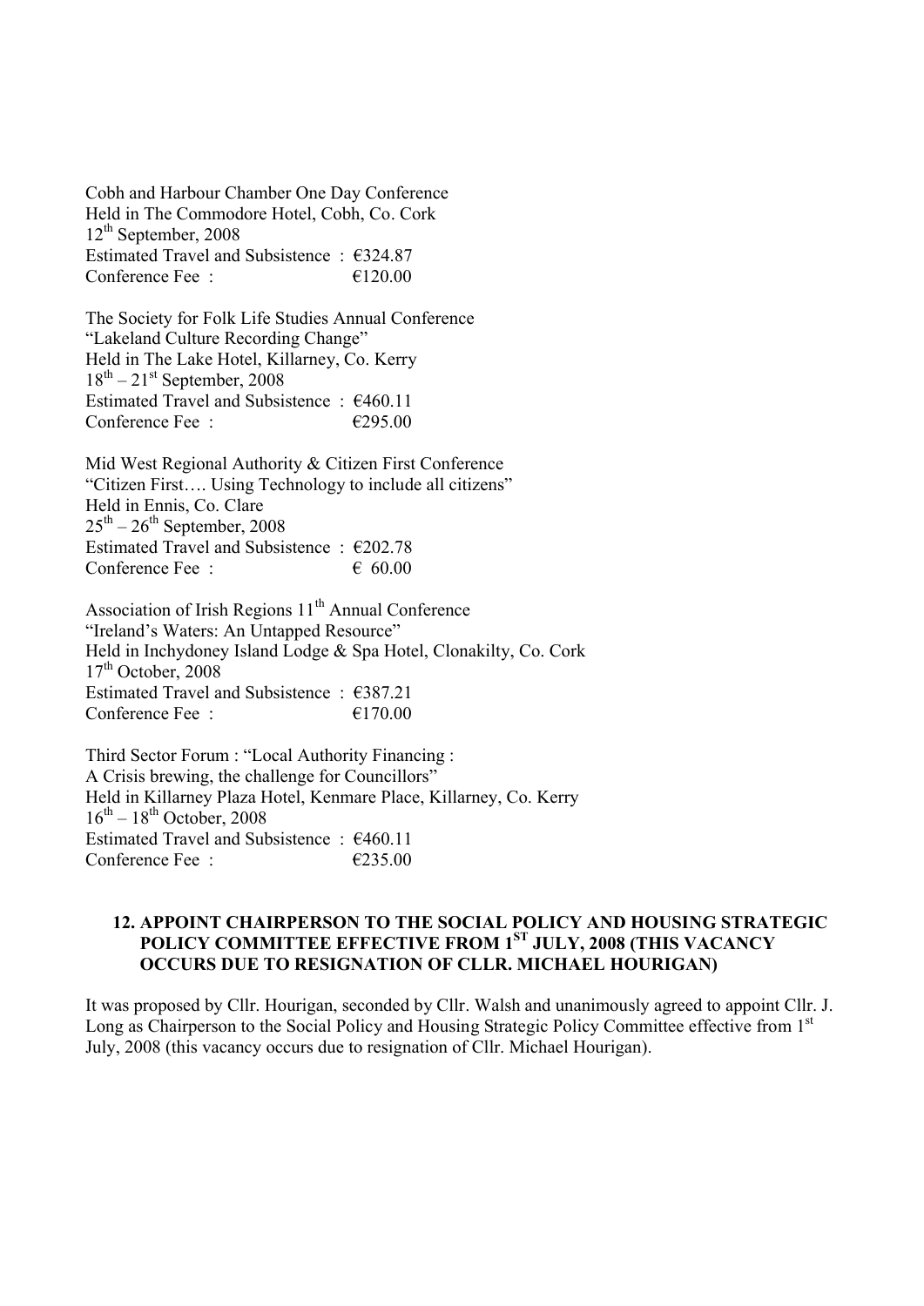Cobh and Harbour Chamber One Day Conference
Held in The Commodore Hotel, Cobh, Co. Cork
12th September, 2008
Estimated Travel and Subsistence : €324.87
Conference Fee : €120.00

The Society for Folk Life Studies Annual Conference
"Lakeland Culture Recording Change"
Held in The Lake Hotel, Killarney, Co. Kerry
18th – 21st September, 2008
Estimated Travel and Subsistence : €460.11
Conference Fee : €295.00

Mid West Regional Authority & Citizen First Conference
"Citizen First…. Using Technology to include all citizens"
Held in Ennis, Co. Clare
25th – 26th September, 2008
Estimated Travel and Subsistence : €202.78
Conference Fee : € 60.00

Association of Irish Regions 11th Annual Conference
"Ireland's Waters: An Untapped Resource"
Held in Inchydoney Island Lodge & Spa Hotel, Clonakilty, Co. Cork
17th October, 2008
Estimated Travel and Subsistence : €387.21
Conference Fee : €170.00

Third Sector Forum : "Local Authority Financing :
A Crisis brewing, the challenge for Councillors"
Held in Killarney Plaza Hotel, Kenmare Place, Killarney, Co. Kerry
16th – 18th October, 2008
Estimated Travel and Subsistence : €460.11
Conference Fee : €235.00

## 12. APPOINT CHAIRPERSON TO THE SOCIAL POLICY AND HOUSING STRATEGIC POLICY COMMITTEE EFFECTIVE FROM 1ST JULY, 2008 (THIS VACANCY OCCURS DUE TO RESIGNATION OF CLLR. MICHAEL HOURIGAN)

It was proposed by Cllr. Hourigan, seconded by Cllr. Walsh and unanimously agreed to appoint Cllr. J. Long as Chairperson to the Social Policy and Housing Strategic Policy Committee effective from 1st July, 2008 (this vacancy occurs due to resignation of Cllr. Michael Hourigan).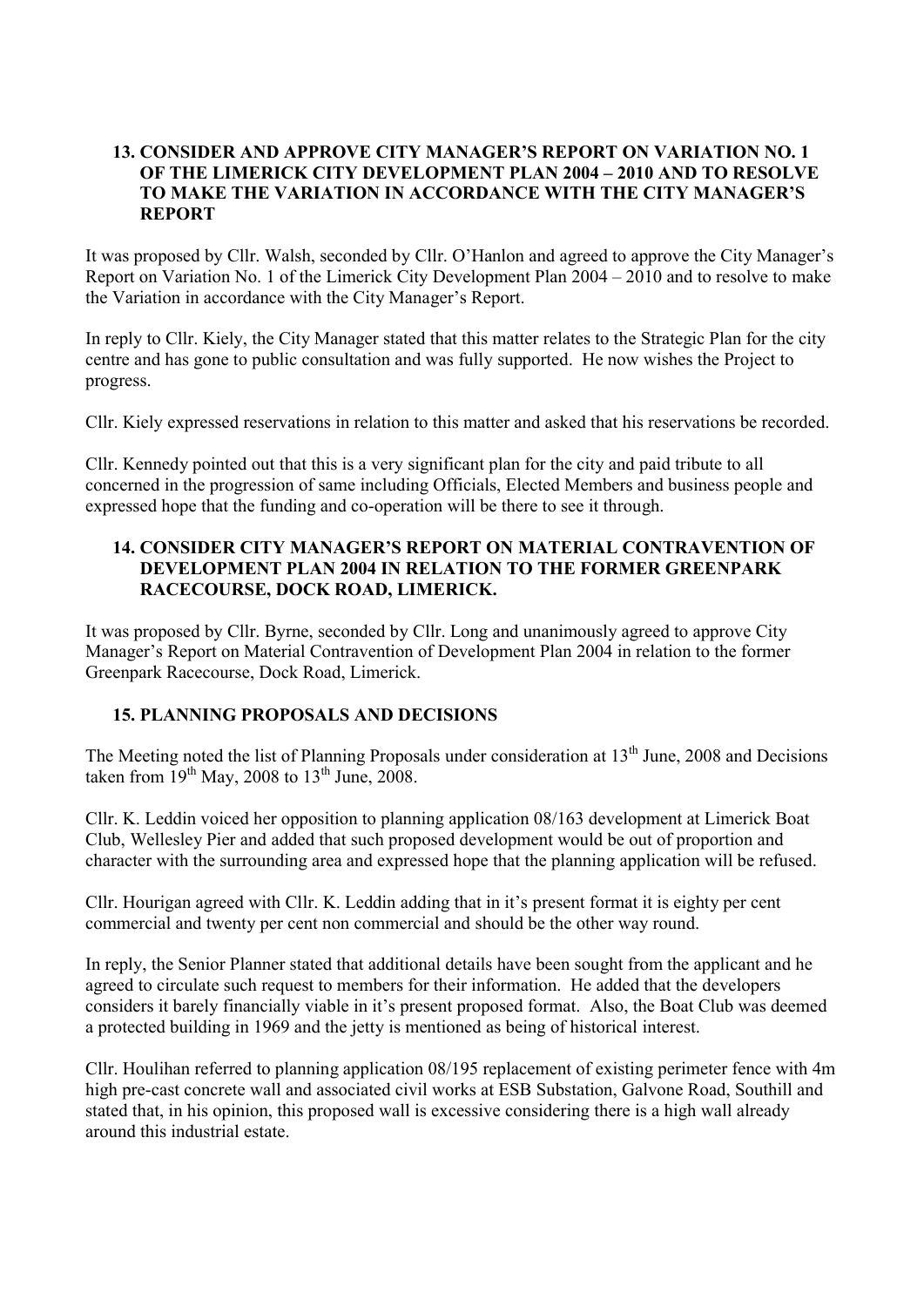## 13. CONSIDER AND APPROVE CITY MANAGER'S REPORT ON VARIATION NO. 1 OF THE LIMERICK CITY DEVELOPMENT PLAN 2004 – 2010 AND TO RESOLVE TO MAKE THE VARIATION IN ACCORDANCE WITH THE CITY MANAGER'S REPORT

It was proposed by Cllr. Walsh, seconded by Cllr. O'Hanlon and agreed to approve the City Manager's Report on Variation No. 1 of the Limerick City Development Plan 2004 – 2010 and to resolve to make the Variation in accordance with the City Manager's Report.

In reply to Cllr. Kiely, the City Manager stated that this matter relates to the Strategic Plan for the city centre and has gone to public consultation and was fully supported. He now wishes the Project to progress.

Cllr. Kiely expressed reservations in relation to this matter and asked that his reservations be recorded.

Cllr. Kennedy pointed out that this is a very significant plan for the city and paid tribute to all concerned in the progression of same including Officials, Elected Members and business people and expressed hope that the funding and co-operation will be there to see it through.

## 14. CONSIDER CITY MANAGER'S REPORT ON MATERIAL CONTRAVENTION OF DEVELOPMENT PLAN 2004 IN RELATION TO THE FORMER GREENPARK RACECOURSE, DOCK ROAD, LIMERICK.

It was proposed by Cllr. Byrne, seconded by Cllr. Long and unanimously agreed to approve City Manager's Report on Material Contravention of Development Plan 2004 in relation to the former Greenpark Racecourse, Dock Road, Limerick.

## 15. PLANNING PROPOSALS AND DECISIONS

The Meeting noted the list of Planning Proposals under consideration at 13th June, 2008 and Decisions taken from 19th May, 2008 to 13th June, 2008.

Cllr. K. Leddin voiced her opposition to planning application 08/163 development at Limerick Boat Club, Wellesley Pier and added that such proposed development would be out of proportion and character with the surrounding area and expressed hope that the planning application will be refused.

Cllr. Hourigan agreed with Cllr. K. Leddin adding that in it's present format it is eighty per cent commercial and twenty per cent non commercial and should be the other way round.

In reply, the Senior Planner stated that additional details have been sought from the applicant and he agreed to circulate such request to members for their information. He added that the developers considers it barely financially viable in it's present proposed format. Also, the Boat Club was deemed a protected building in 1969 and the jetty is mentioned as being of historical interest.

Cllr. Houlihan referred to planning application 08/195 replacement of existing perimeter fence with 4m high pre-cast concrete wall and associated civil works at ESB Substation, Galvone Road, Southill and stated that, in his opinion, this proposed wall is excessive considering there is a high wall already around this industrial estate.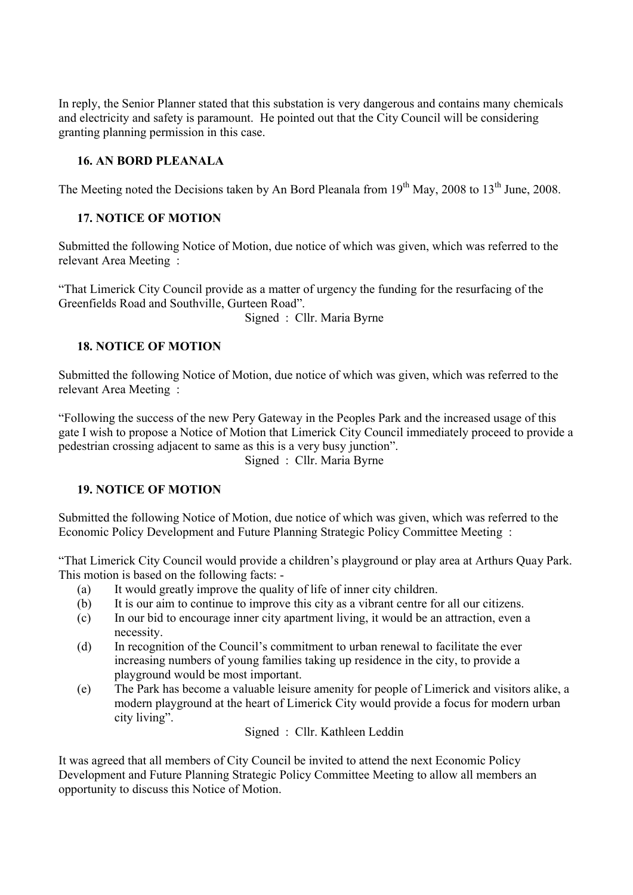In reply, the Senior Planner stated that this substation is very dangerous and contains many chemicals and electricity and safety is paramount. He pointed out that the City Council will be considering granting planning permission in this case.

### 16. AN BORD PLEANALA

The Meeting noted the Decisions taken by An Bord Pleanala from 19th May, 2008 to 13th June, 2008.

### 17. NOTICE OF MOTION

Submitted the following Notice of Motion, due notice of which was given, which was referred to the relevant Area Meeting :

"That Limerick City Council provide as a matter of urgency the funding for the resurfacing of the Greenfields Road and Southville, Gurteen Road".

Signed : Cllr. Maria Byrne

### 18. NOTICE OF MOTION

Submitted the following Notice of Motion, due notice of which was given, which was referred to the relevant Area Meeting :

"Following the success of the new Pery Gateway in the Peoples Park and the increased usage of this gate I wish to propose a Notice of Motion that Limerick City Council immediately proceed to provide a pedestrian crossing adjacent to same as this is a very busy junction".

Signed : Cllr. Maria Byrne

### 19. NOTICE OF MOTION

Submitted the following Notice of Motion, due notice of which was given, which was referred to the Economic Policy Development and Future Planning Strategic Policy Committee Meeting :

"That Limerick City Council would provide a children's playground or play area at Arthurs Quay Park. This motion is based on the following facts: -

- (a) It would greatly improve the quality of life of inner city children.
- (b) It is our aim to continue to improve this city as a vibrant centre for all our citizens.
- (c) In our bid to encourage inner city apartment living, it would be an attraction, even a necessity.
- (d) In recognition of the Council's commitment to urban renewal to facilitate the ever increasing numbers of young families taking up residence in the city, to provide a playground would be most important.
- (e) The Park has become a valuable leisure amenity for people of Limerick and visitors alike, a modern playground at the heart of Limerick City would provide a focus for modern urban city living".

Signed : Cllr. Kathleen Leddin

It was agreed that all members of City Council be invited to attend the next Economic Policy Development and Future Planning Strategic Policy Committee Meeting to allow all members an opportunity to discuss this Notice of Motion.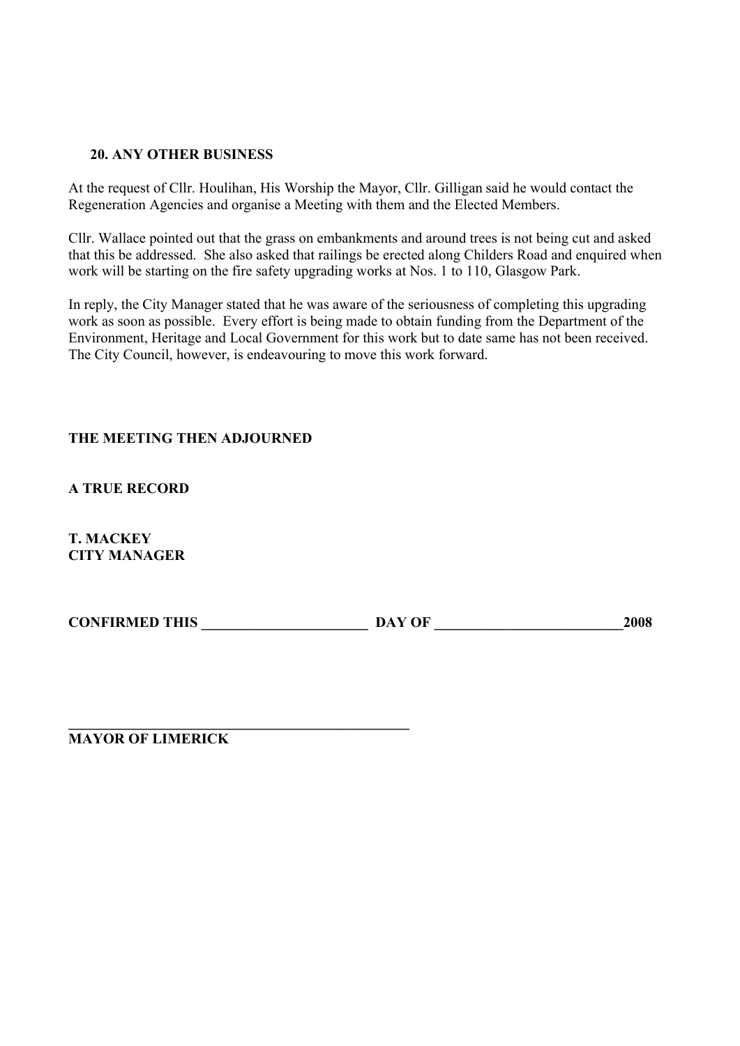## 20. ANY OTHER BUSINESS

At the request of Cllr. Houlihan, His Worship the Mayor, Cllr. Gilligan said he would contact the Regeneration Agencies and organise a Meeting with them and the Elected Members.

Cllr. Wallace pointed out that the grass on embankments and around trees is not being cut and asked that this be addressed. She also asked that railings be erected along Childers Road and enquired when work will be starting on the fire safety upgrading works at Nos. 1 to 110, Glasgow Park.

In reply, the City Manager stated that he was aware of the seriousness of completing this upgrading work as soon as possible. Every effort is being made to obtain funding from the Department of the Environment, Heritage and Local Government for this work but to date same has not been received. The City Council, however, is endeavouring to move this work forward.

**THE MEETING THEN ADJOURNED**

**A TRUE RECORD**

**T. MACKEY**
**CITY MANAGER**

**CONFIRMED THIS _______________________ DAY OF __________________________2008**

**_________________________________________________**
**MAYOR OF LIMERICK**